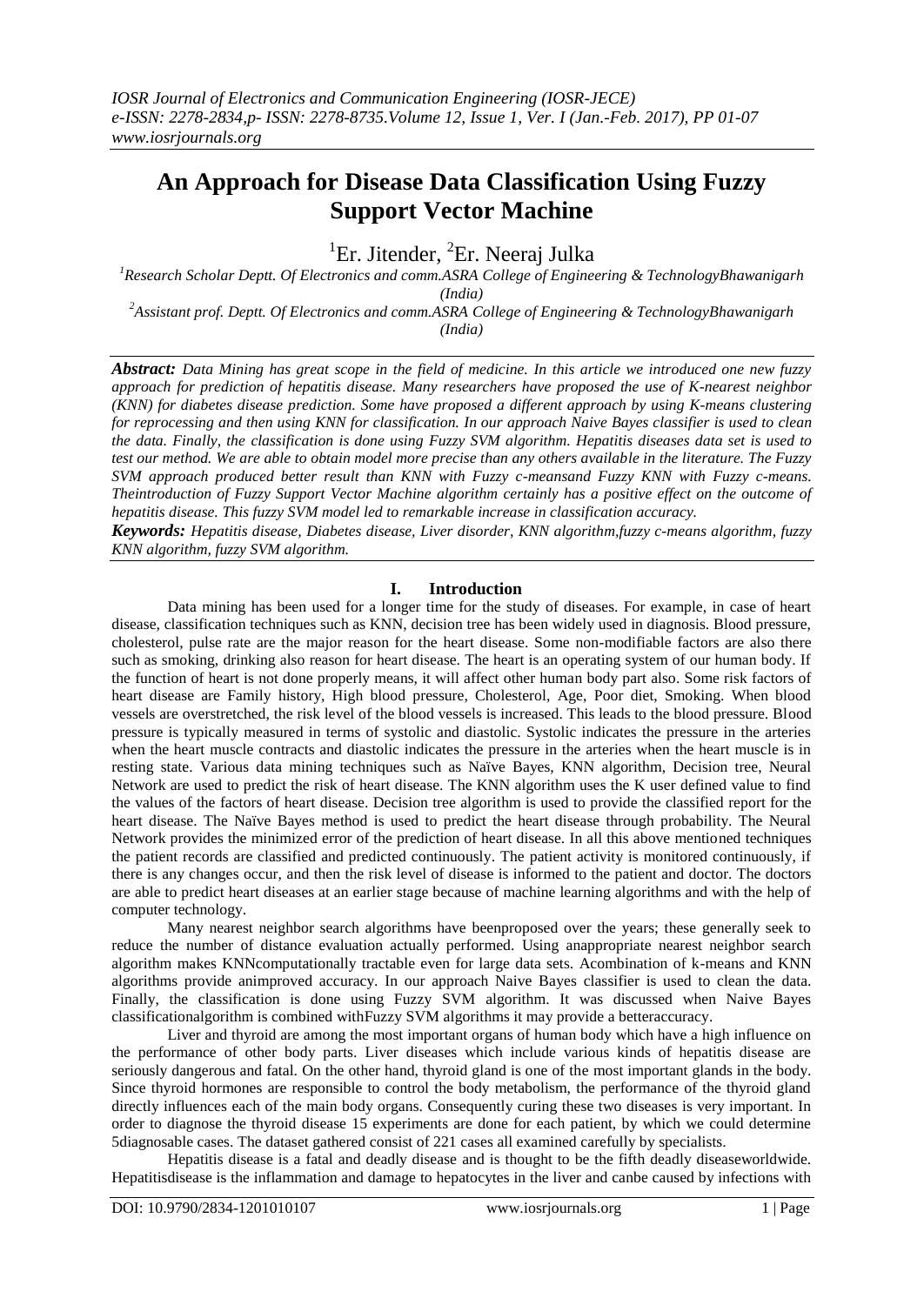# An Approach for Disease Data Classification Using Fuzzy Support Vector Machine

[1]Er. Jitender, [2]Er. Neeraj Julka

[1]Research Scholar Deptt. Of Electronics and comm.ASRA College of Engineering & TechnologyBhawanigarh (India)

[2]Assistant prof. Deptt. Of Electronics and comm.ASRA College of Engineering & TechnologyBhawanigarh (India)

***Abstract:*** *Data Mining has great scope in the field of medicine. In this article we introduced one new fuzzy approach for prediction of hepatitis disease. Many researchers have proposed the use of K-nearest neighbor (KNN) for diabetes disease prediction. Some have proposed a different approach by using K-means clustering for reprocessing and then using KNN for classification. In our approach Naive Bayes classifier is used to clean the data. Finally, the classification is done using Fuzzy SVM algorithm. Hepatitis diseases data set is used to test our method. We are able to obtain model more precise than any others available in the literature. The Fuzzy SVM approach produced better result than KNN with Fuzzy c-meansand Fuzzy KNN with Fuzzy c-means. Theintroduction of Fuzzy Support Vector Machine algorithm certainly has a positive effect on the outcome of hepatitis disease. This fuzzy SVM model led to remarkable increase in classification accuracy.*

***Keywords:*** *Hepatitis disease, Diabetes disease, Liver disorder, KNN algorithm,fuzzy c-means algorithm, fuzzy KNN algorithm, fuzzy SVM algorithm.*

## I. Introduction

Data mining has been used for a longer time for the study of diseases. For example, in case of heart disease, classification techniques such as KNN, decision tree has been widely used in diagnosis. Blood pressure, cholesterol, pulse rate are the major reason for the heart disease. Some non-modifiable factors are also there such as smoking, drinking also reason for heart disease. The heart is an operating system of our human body. If the function of heart is not done properly means, it will affect other human body part also. Some risk factors of heart disease are Family history, High blood pressure, Cholesterol, Age, Poor diet, Smoking. When blood vessels are overstretched, the risk level of the blood vessels is increased. This leads to the blood pressure. Blood pressure is typically measured in terms of systolic and diastolic. Systolic indicates the pressure in the arteries when the heart muscle contracts and diastolic indicates the pressure in the arteries when the heart muscle is in resting state. Various data mining techniques such as Naïve Bayes, KNN algorithm, Decision tree, Neural Network are used to predict the risk of heart disease. The KNN algorithm uses the K user defined value to find the values of the factors of heart disease. Decision tree algorithm is used to provide the classified report for the heart disease. The Naïve Bayes method is used to predict the heart disease through probability. The Neural Network provides the minimized error of the prediction of heart disease. In all this above mentioned techniques the patient records are classified and predicted continuously. The patient activity is monitored continuously, if there is any changes occur, and then the risk level of disease is informed to the patient and doctor. The doctors are able to predict heart diseases at an earlier stage because of machine learning algorithms and with the help of computer technology.

Many nearest neighbor search algorithms have beenproposed over the years; these generally seek to reduce the number of distance evaluation actually performed. Using anappropriate nearest neighbor search algorithm makes KNNcomputationally tractable even for large data sets. Acombination of k-means and KNN algorithms provide animproved accuracy. In our approach Naive Bayes classifier is used to clean the data. Finally, the classification is done using Fuzzy SVM algorithm. It was discussed when Naive Bayes classificationalgorithm is combined withFuzzy SVM algorithms it may provide a betteraccuracy.

Liver and thyroid are among the most important organs of human body which have a high influence on the performance of other body parts. Liver diseases which include various kinds of hepatitis disease are seriously dangerous and fatal. On the other hand, thyroid gland is one of the most important glands in the body. Since thyroid hormones are responsible to control the body metabolism, the performance of the thyroid gland directly influences each of the main body organs. Consequently curing these two diseases is very important. In order to diagnose the thyroid disease 15 experiments are done for each patient, by which we could determine 5diagnosable cases. The dataset gathered consist of 221 cases all examined carefully by specialists.

Hepatitis disease is a fatal and deadly disease and is thought to be the fifth deadly diseaseworldwide. Hepatitisdisease is the inflammation and damage to hepatocytes in the liver and canbe caused by infections with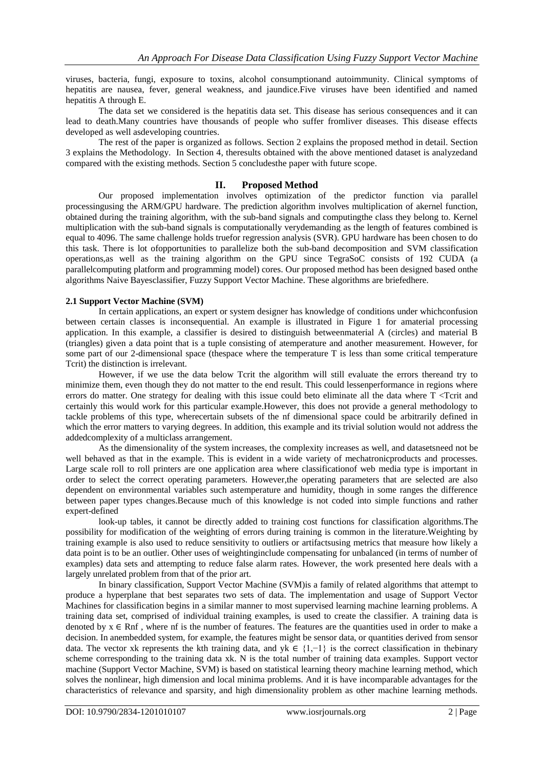viruses, bacteria, fungi, exposure to toxins, alcohol consumptionand autoimmunity. Clinical symptoms of hepatitis are nausea, fever, general weakness, and jaundice.Five viruses have been identified and named hepatitis A through E.

The data set we considered is the hepatitis data set. This disease has serious consequences and it can lead to death.Many countries have thousands of people who suffer fromliver diseases. This disease effects developed as well asdeveloping countries.

The rest of the paper is organized as follows. Section 2 explains the proposed method in detail. Section 3 explains the Methodology. In Section 4, theresults obtained with the above mentioned dataset is analyzedand compared with the existing methods. Section 5 concludesthe paper with future scope.

## II. Proposed Method

Our proposed implementation involves optimization of the predictor function via parallel processingusing the ARM/GPU hardware. The prediction algorithm involves multiplication of akernel function, obtained during the training algorithm, with the sub-band signals and computingthe class they belong to. Kernel multiplication with the sub-band signals is computationally verydemanding as the length of features combined is equal to 4096. The same challenge holds truefor regression analysis (SVR). GPU hardware has been chosen to do this task. There is lot ofopportunities to parallelize both the sub-band decomposition and SVM classification operations,as well as the training algorithm on the GPU since TegraSoC consists of 192 CUDA (a parallelcomputing platform and programming model) cores. Our proposed method has been designed based onthe algorithms Naive Bayesclassifier, Fuzzy Support Vector Machine. These algorithms are briefedhere.

### 2.1 Support Vector Machine (SVM)

In certain applications, an expert or system designer has knowledge of conditions under whichconfusion between certain classes is inconsequential. An example is illustrated in Figure 1 for amaterial processing application. In this example, a classifier is desired to distinguish betweenmaterial A (circles) and material B (triangles) given a data point that is a tuple consisting of atemperature and another measurement. However, for some part of our 2-dimensional space (thespace where the temperature T is less than some critical temperature Tcrit) the distinction is irrelevant.

However, if we use the data below Tcrit the algorithm will still evaluate the errors thereand try to minimize them, even though they do not matter to the end result. This could lessenperformance in regions where errors do matter. One strategy for dealing with this issue could beto eliminate all the data where T <Tcrit and certainly this would work for this particular example.However, this does not provide a general methodology to tackle problems of this type, wherecertain subsets of the nf dimensional space could be arbitrarily defined in which the error matters to varying degrees. In addition, this example and its trivial solution would not address the addedcomplexity of a multiclass arrangement.

As the dimensionality of the system increases, the complexity increases as well, and datasetsneed not be well behaved as that in the example. This is evident in a wide variety of mechatronicproducts and processes. Large scale roll to roll printers are one application area where classificationof web media type is important in order to select the correct operating parameters. However,the operating parameters that are selected are also dependent on environmental variables such astemperature and humidity, though in some ranges the difference between paper types changes.Because much of this knowledge is not coded into simple functions and rather expert-defined

look-up tables, it cannot be directly added to training cost functions for classification algorithms.The possibility for modification of the weighting of errors during training is common in the literature.Weighting by training example is also used to reduce sensitivity to outliers or artifactsusing metrics that measure how likely a data point is to be an outlier. Other uses of weightinginclude compensating for unbalanced (in terms of number of examples) data sets and attempting to reduce false alarm rates. However, the work presented here deals with a largely unrelated problem from that of the prior art.

In binary classification, Support Vector Machine (SVM)is a family of related algorithms that attempt to produce a hyperplane that best separates two sets of data. The implementation and usage of Support Vector Machines for classification begins in a similar manner to most supervised learning machine learning problems. A training data set, comprised of individual training examples, is used to create the classifier. A training data is denoted by $x \in R^{nf}$ , where nf is the number of features. The features are the quantities used in order to make a decision. In anembedded system, for example, the features might be sensor data, or quantities derived from sensor data. The vector $x_k$ represents the kth training data, and $y_k \in \{1,-1\}$ is the correct classification in thebinary scheme corresponding to the training data $x_k$. N is the total number of training data examples. Support vector machine (Support Vector Machine, SVM) is based on statistical learning theory machine learning method, which solves the nonlinear, high dimension and local minima problems. And it is have incomparable advantages for the characteristics of relevance and sparsity, and high dimensionality problem as other machine learning methods.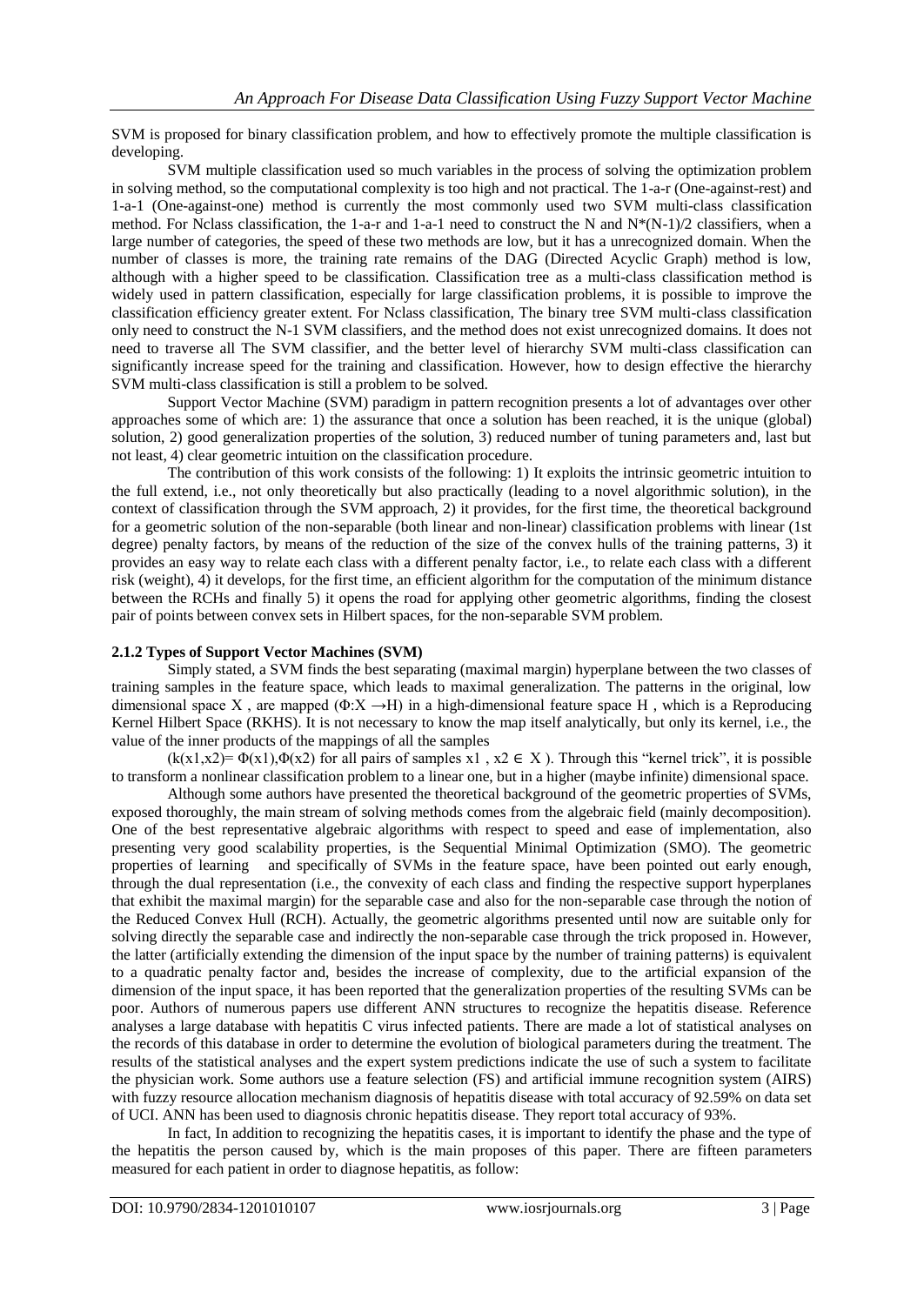SVM is proposed for binary classification problem, and how to effectively promote the multiple classification is developing.

SVM multiple classification used so much variables in the process of solving the optimization problem in solving method, so the computational complexity is too high and not practical. The 1-a-r (One-against-rest) and 1-a-1 (One-against-one) method is currently the most commonly used two SVM multi-class classification method. For Nclass classification, the 1-a-r and 1-a-1 need to construct the N and $N*(N-1)/2$ classifiers, when a large number of categories, the speed of these two methods are low, but it has a unrecognized domain. When the number of classes is more, the training rate remains of the DAG (Directed Acyclic Graph) method is low, although with a higher speed to be classification. Classification tree as a multi-class classification method is widely used in pattern classification, especially for large classification problems, it is possible to improve the classification efficiency greater extent. For Nclass classification, The binary tree SVM multi-class classification only need to construct the N-1 SVM classifiers, and the method does not exist unrecognized domains. It does not need to traverse all The SVM classifier, and the better level of hierarchy SVM multi-class classification can significantly increase speed for the training and classification. However, how to design effective the hierarchy SVM multi-class classification is still a problem to be solved.

Support Vector Machine (SVM) paradigm in pattern recognition presents a lot of advantages over other approaches some of which are: 1) the assurance that once a solution has been reached, it is the unique (global) solution, 2) good generalization properties of the solution, 3) reduced number of tuning parameters and, last but not least, 4) clear geometric intuition on the classification procedure.

The contribution of this work consists of the following: 1) It exploits the intrinsic geometric intuition to the full extend, i.e., not only theoretically but also practically (leading to a novel algorithmic solution), in the context of classification through the SVM approach, 2) it provides, for the first time, the theoretical background for a geometric solution of the non-separable (both linear and non-linear) classification problems with linear (1st degree) penalty factors, by means of the reduction of the size of the convex hulls of the training patterns, 3) it provides an easy way to relate each class with a different penalty factor, i.e., to relate each class with a different risk (weight), 4) it develops, for the first time, an efficient algorithm for the computation of the minimum distance between the RCHs and finally 5) it opens the road for applying other geometric algorithms, finding the closest pair of points between convex sets in Hilbert spaces, for the non-separable SVM problem.

### 2.1.2 Types of Support Vector Machines (SVM)

Simply stated, a SVM finds the best separating (maximal margin) hyperplane between the two classes of training samples in the feature space, which leads to maximal generalization. The patterns in the original, low dimensional space X , are mapped ($\Phi:X \rightarrow H$) in a high-dimensional feature space H , which is a Reproducing Kernel Hilbert Space (RKHS). It is not necessary to know the map itself analytically, but only its kernel, i.e., the value of the inner products of the mappings of all the samples

($k(x1,x2)= \Phi(x1),\Phi(x2)$ for all pairs of samples $x1$ , $x2 \in X$ ). Through this "kernel trick", it is possible to transform a nonlinear classification problem to a linear one, but in a higher (maybe infinite) dimensional space.

Although some authors have presented the theoretical background of the geometric properties of SVMs, exposed thoroughly, the main stream of solving methods comes from the algebraic field (mainly decomposition). One of the best representative algebraic algorithms with respect to speed and ease of implementation, also presenting very good scalability properties, is the Sequential Minimal Optimization (SMO). The geometric properties of learning and specifically of SVMs in the feature space, have been pointed out early enough, through the dual representation (i.e., the convexity of each class and finding the respective support hyperplanes that exhibit the maximal margin) for the separable case and also for the non-separable case through the notion of the Reduced Convex Hull (RCH). Actually, the geometric algorithms presented until now are suitable only for solving directly the separable case and indirectly the non-separable case through the trick proposed in. However, the latter (artificially extending the dimension of the input space by the number of training patterns) is equivalent to a quadratic penalty factor and, besides the increase of complexity, due to the artificial expansion of the dimension of the input space, it has been reported that the generalization properties of the resulting SVMs can be poor. Authors of numerous papers use different ANN structures to recognize the hepatitis disease. Reference analyses a large database with hepatitis C virus infected patients. There are made a lot of statistical analyses on the records of this database in order to determine the evolution of biological parameters during the treatment. The results of the statistical analyses and the expert system predictions indicate the use of such a system to facilitate the physician work. Some authors use a feature selection (FS) and artificial immune recognition system (AIRS) with fuzzy resource allocation mechanism diagnosis of hepatitis disease with total accuracy of 92.59% on data set of UCI. ANN has been used to diagnosis chronic hepatitis disease. They report total accuracy of 93%.

In fact, In addition to recognizing the hepatitis cases, it is important to identify the phase and the type of the hepatitis the person caused by, which is the main proposes of this paper. There are fifteen parameters measured for each patient in order to diagnose hepatitis, as follow: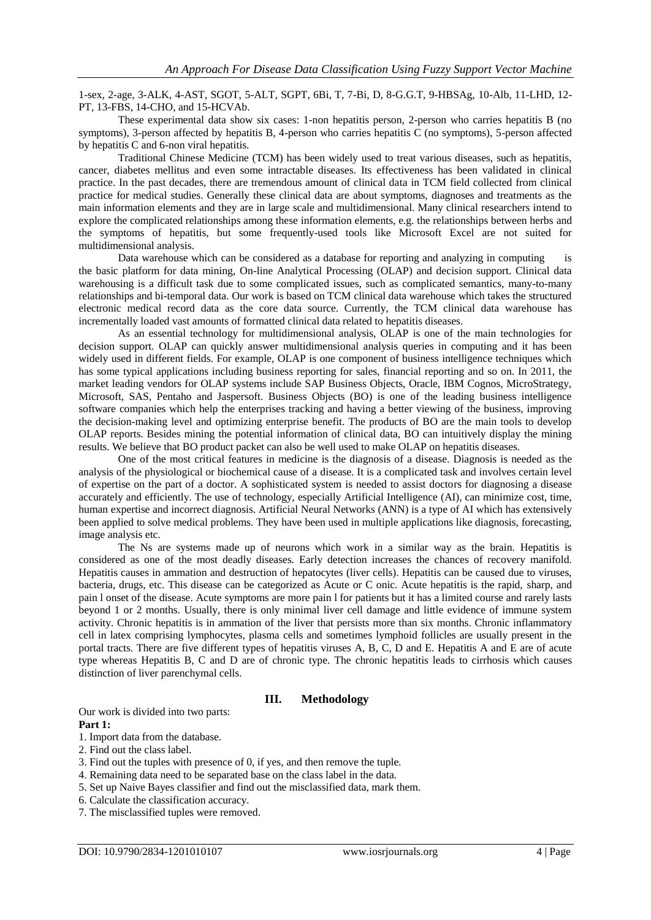1-sex, 2-age, 3-ALK, 4-AST, SGOT, 5-ALT, SGPT, 6Bi, T, 7-Bi, D, 8-G.G.T, 9-HBSAg, 10-Alb, 11-LHD, 12-PT, 13-FBS, 14-CHO, and 15-HCVAb.

These experimental data show six cases: 1-non hepatitis person, 2-person who carries hepatitis B (no symptoms), 3-person affected by hepatitis B, 4-person who carries hepatitis C (no symptoms), 5-person affected by hepatitis C and 6-non viral hepatitis.

Traditional Chinese Medicine (TCM) has been widely used to treat various diseases, such as hepatitis, cancer, diabetes mellitus and even some intractable diseases. Its effectiveness has been validated in clinical practice. In the past decades, there are tremendous amount of clinical data in TCM field collected from clinical practice for medical studies. Generally these clinical data are about symptoms, diagnoses and treatments as the main information elements and they are in large scale and multidimensional. Many clinical researchers intend to explore the complicated relationships among these information elements, e.g. the relationships between herbs and the symptoms of hepatitis, but some frequently-used tools like Microsoft Excel are not suited for multidimensional analysis.

Data warehouse which can be considered as a database for reporting and analyzing in computing is the basic platform for data mining, On-line Analytical Processing (OLAP) and decision support. Clinical data warehousing is a difficult task due to some complicated issues, such as complicated semantics, many-to-many relationships and bi-temporal data. Our work is based on TCM clinical data warehouse which takes the structured electronic medical record data as the core data source. Currently, the TCM clinical data warehouse has incrementally loaded vast amounts of formatted clinical data related to hepatitis diseases.

As an essential technology for multidimensional analysis, OLAP is one of the main technologies for decision support. OLAP can quickly answer multidimensional analysis queries in computing and it has been widely used in different fields. For example, OLAP is one component of business intelligence techniques which has some typical applications including business reporting for sales, financial reporting and so on. In 2011, the market leading vendors for OLAP systems include SAP Business Objects, Oracle, IBM Cognos, MicroStrategy, Microsoft, SAS, Pentaho and Jaspersoft. Business Objects (BO) is one of the leading business intelligence software companies which help the enterprises tracking and having a better viewing of the business, improving the decision-making level and optimizing enterprise benefit. The products of BO are the main tools to develop OLAP reports. Besides mining the potential information of clinical data, BO can intuitively display the mining results. We believe that BO product packet can also be well used to make OLAP on hepatitis diseases.

One of the most critical features in medicine is the diagnosis of a disease. Diagnosis is needed as the analysis of the physiological or biochemical cause of a disease. It is a complicated task and involves certain level of expertise on the part of a doctor. A sophisticated system is needed to assist doctors for diagnosing a disease accurately and efficiently. The use of technology, especially Artificial Intelligence (AI), can minimize cost, time, human expertise and incorrect diagnosis. Artificial Neural Networks (ANN) is a type of AI which has extensively been applied to solve medical problems. They have been used in multiple applications like diagnosis, forecasting, image analysis etc.

The Ns are systems made up of neurons which work in a similar way as the brain. Hepatitis is considered as one of the most deadly diseases. Early detection increases the chances of recovery manifold. Hepatitis causes in ammation and destruction of hepatocytes (liver cells). Hepatitis can be caused due to viruses, bacteria, drugs, etc. This disease can be categorized as Acute or C onic. Acute hepatitis is the rapid, sharp, and pain l onset of the disease. Acute symptoms are more pain l for patients but it has a limited course and rarely lasts beyond 1 or 2 months. Usually, there is only minimal liver cell damage and little evidence of immune system activity. Chronic hepatitis is in ammation of the liver that persists more than six months. Chronic inflammatory cell in latex comprising lymphocytes, plasma cells and sometimes lymphoid follicles are usually present in the portal tracts. There are five different types of hepatitis viruses A, B, C, D and E. Hepatitis A and E are of acute type whereas Hepatitis B, C and D are of chronic type. The chronic hepatitis leads to cirrhosis which causes distinction of liver parenchymal cells.

## III. Methodology

Our work is divided into two parts:

**Part 1:**

1. Import data from the database.
2. Find out the class label.
3. Find out the tuples with presence of 0, if yes, and then remove the tuple.
4. Remaining data need to be separated base on the class label in the data.
5. Set up Naive Bayes classifier and find out the misclassified data, mark them.
6. Calculate the classification accuracy.
7. The misclassified tuples were removed.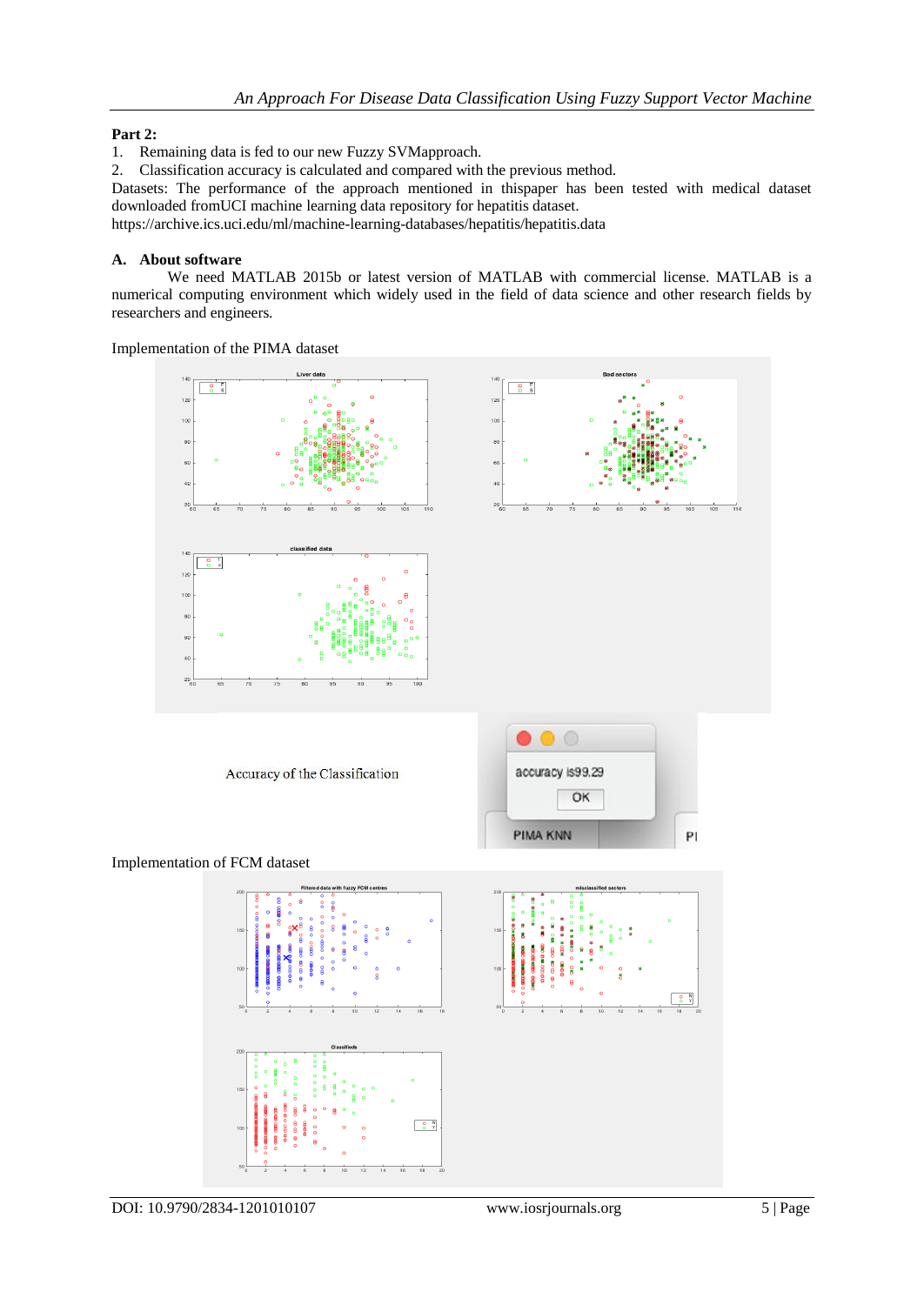**Part 2:**

1. Remaining data is fed to our new Fuzzy SVMapproach.
2. Classification accuracy is calculated and compared with the previous method.

Datasets: The performance of the approach mentioned in thispaper has been tested with medical dataset downloaded fromUCI machine learning data repository for hepatitis dataset.
https://archive.ics.uci.edu/ml/machine-learning-databases/hepatitis/hepatitis.data

**A. About software**

We need MATLAB 2015b or latest version of MATLAB with commercial license. MATLAB is a numerical computing environment which widely used in the field of data science and other research fields by researchers and engineers.

Implementation of the PIMA dataset

Accuracy of the Classification

Implementation of FCM dataset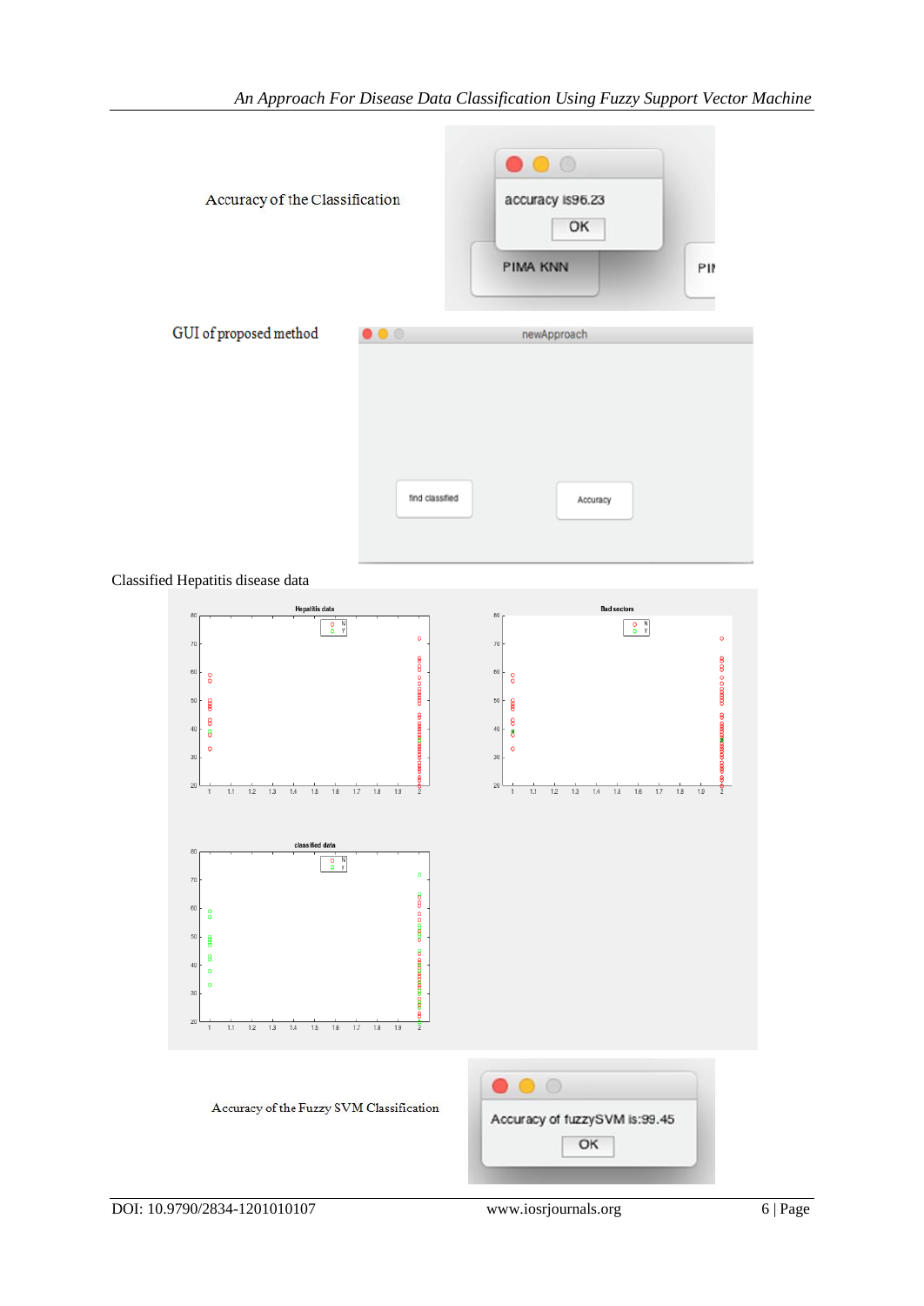Accuracy of the Classification

GUI of proposed method

Classified Hepatitis disease data

Accuracy of the Fuzzy SVM Classification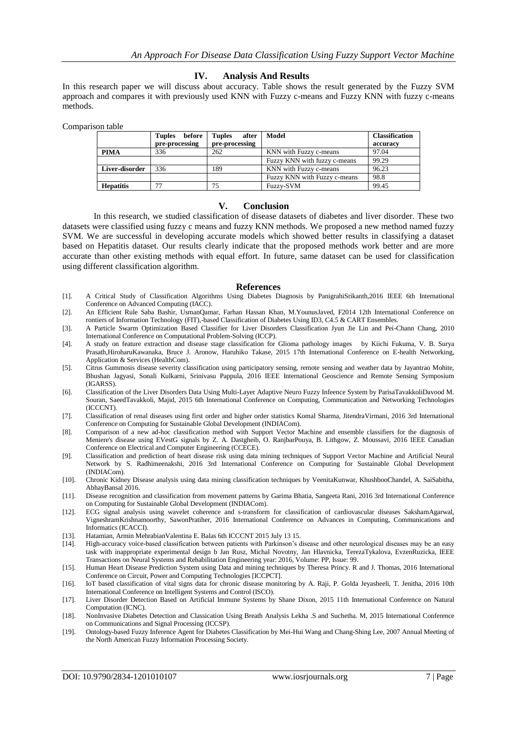## IV. Analysis And Results

In this research paper we will discuss about accuracy. Table shows the result generated by the Fuzzy SVM approach and compares it with previously used KNN with Fuzzy c-means and Fuzzy KNN with fuzzy c-means methods.

Comparison table

| | Tuples before pre-processing | Tuples after pre-processing | Model | Classification accuracy |
|---|---|---|---|---|
| **PIMA** | 336 | 262 | KNN with Fuzzy c-means | 97.04 |
| | | | Fuzzy KNN with fuzzy c-means | 99.29 |
| **Liver-disorder** | 336 | 189 | KNN with Fuzzy c-means | 96.23 |
| | | | Fuzzy KNN with Fuzzy c-means | 98.8 |
| **Hepatitis** | 77 | 75 | Fuzzy-SVM | 99.45 |

## V. Conclusion

In this research, we studied classification of disease datasets of diabetes and liver disorder. These two datasets were classified using fuzzy c means and fuzzy KNN methods. We proposed a new method named fuzzy SVM. We are successful in developing accurate models which showed better results in classifying a dataset based on Hepatitis dataset. Our results clearly indicate that the proposed methods work better and are more accurate than other existing methods with equal effort. In future, same dataset can be used for classification using different classification algorithm.

## References

[1]. A Critical Study of Classification Algorithms Using Diabetes Diagnosis by PanigrahiSrikanth,2016 IEEE 6th International Conference on Advanced Computing (IACC).

[2]. An Efficient Rule Saba Bashir, UsmanQamar, Farhan Hassan Khan, M.YounusJaved, F2014 12th International Conference on rontiers of Information Technology (FIT),-based Classification of Diabetes Using ID3, C4.5 & CART Ensembles.

[3]. A Particle Swarm Optimization Based Classifier for Liver Disorders Classification Jyun Jie Lin and Pei-Chann Chang, 2010 International Conference on Computational Problem-Solving (ICCP).

[4]. A study on feature extraction and disease stage classification for Glioma pathology images by Kiichi Fukuma, V. B. Surya Prasath,HiroharuKawanaka, Bruce J. Aronow, Haruhiko Takase, 2015 17th International Conference on E-health Networking, Application & Services (HealthCom).

[5]. Citrus Gummosis disease severity classification using participatory sensing, remote sensing and weather data by Jayantrao Mohite, Bhushan Jagyasi, Sonali Kulkarni, Srinivasu Pappula, 2016 IEEE International Geoscience and Remote Sensing Symposium (IGARSS).

[6]. Classification of the Liver Disorders Data Using Multi-Layer Adaptive Neuro Fuzzy Infeence System by ParisaTavakkoliDavood M. Souran, SaeedTavakkoli, Majid, 2015 6th International Conference on Computing, Communication and Networking Technologies (ICCCNT).

[7]. Classification of renal diseases using first order and higher order statistics Komal Sharma, JitendraVirmani, 2016 3rd International Conference on Computing for Sustainable Global Development (INDIACom).

[8]. Comparison of a new ad-hoc classification method with Support Vector Machine and ensemble classifiers for the diagnosis of Meniere's disease using EVestG signals by Z. A. Dastgheib, O. RanjbarPouya, B. Lithgow, Z. Moussavi, 2016 IEEE Canadian Conference on Electrical and Computer Engineering (CCECE).

[9]. Classification and prediction of heart disease risk using data mining techniques of Support Vector Machine and Artificial Neural Network by S. Radhimeenakshi, 2016 3rd International Conference on Computing for Sustainable Global Development (INDIACom).

[10]. Chronic Kidney Disease analysis using data mining classification techniques by VeenitaKunwar, KhushbooChandel, A. SaiSabitha, AbhayBansal 2016.

[11]. Disease recognition and classification from movement patterns by Garima Bhatia, Sangeeta Rani, 2016 3rd International Conference on Computing for Sustainable Global Development (INDIACom).

[12]. ECG signal analysis using wavelet coherence and s-transform for classification of cardiovascular diseases SakshamAgarwal, VigneshramKrishnamoorthy, SawonPratiher, 2016 International Conference on Advances in Computing, Communications and Informatics (ICACCI).

[13]. Hatamian, Armin MehrabianValentina E. Balas 6th ICCCNT 2015 July 13 15.

[14]. High-accuracy voice-based classification between patients with Parkinson's disease and other neurological diseases may be an easy task with inappropriate experimental design b Jan Rusz, Michal Novotny, Jan Hlavnicka, TerezaTykalova, EvzenRuzicka, IEEE Transactions on Neural Systems and Rehabilitation Engineering year: 2016, Volume: PP, Issue: 99.

[15]. Human Heart Disease Prediction System using Data and mining techniques by Theresa Princy. R and J. Thomas, 2016 International Conference on Circuit, Power and Computing Technologies [ICCPCT].

[16]. IoT based classification of vital signs data for chronic disease monitoring by A. Raji, P. Golda Jeyasheeli, T. Jenitha, 2016 10th International Conference on Intelligent Systems and Control (ISCO).

[17]. Liver Disorder Detection Based on Artificial Immune Systems by Shane Dixon, 2015 11th International Conference on Natural Computation (ICNC).

[18]. NonInvasive Diabetes Detection and Classication Using Breath Analysis Lekha .S and Suchetha. M, 2015 International Conference on Communications and Signal Processing (ICCSP).

[19]. Ontology-based Fuzzy Inference Agent for Diabetes Classification by Mei-Hui Wang and Chang-Shing Lee, 2007 Annual Meeting of the North American Fuzzy Information Processing Society.